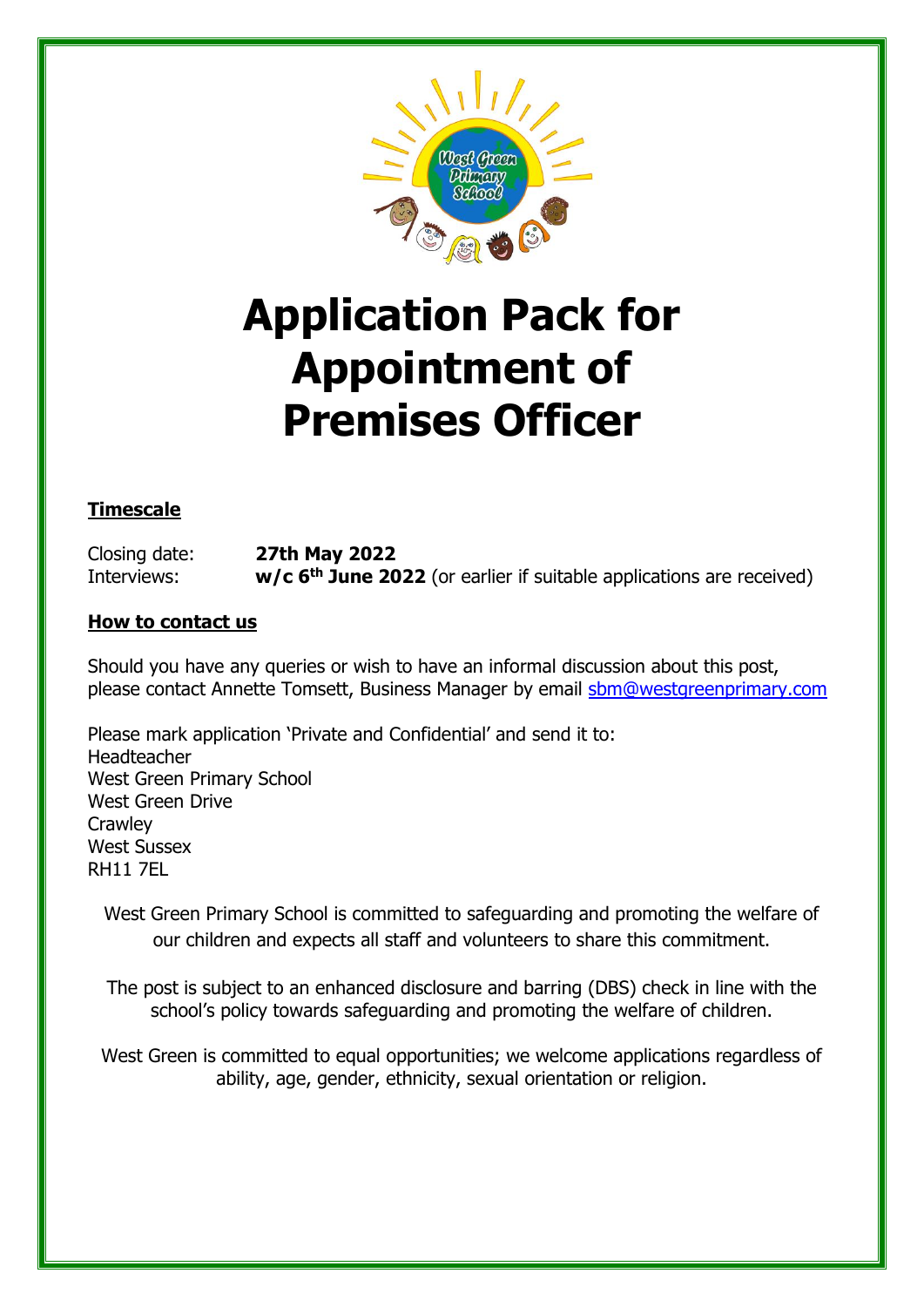# Application Pack for Appointment of Premises Officer

**Timescale**

Closing date: **27th May 2022**
Interviews: **w/c 6th June 2022** (or earlier if suitable applications are received)

**How to contact us**

Should you have any queries or wish to have an informal discussion about this post, please contact Annette Tomsett, Business Manager by email sbm@westgreenprimary.com

Please mark application 'Private and Confidential' and send it to:
Headteacher
West Green Primary School
West Green Drive
Crawley
West Sussex
RH11 7EL

West Green Primary School is committed to safeguarding and promoting the welfare of our children and expects all staff and volunteers to share this commitment.

The post is subject to an enhanced disclosure and barring (DBS) check in line with the school's policy towards safeguarding and promoting the welfare of children.

West Green is committed to equal opportunities; we welcome applications regardless of ability, age, gender, ethnicity, sexual orientation or religion.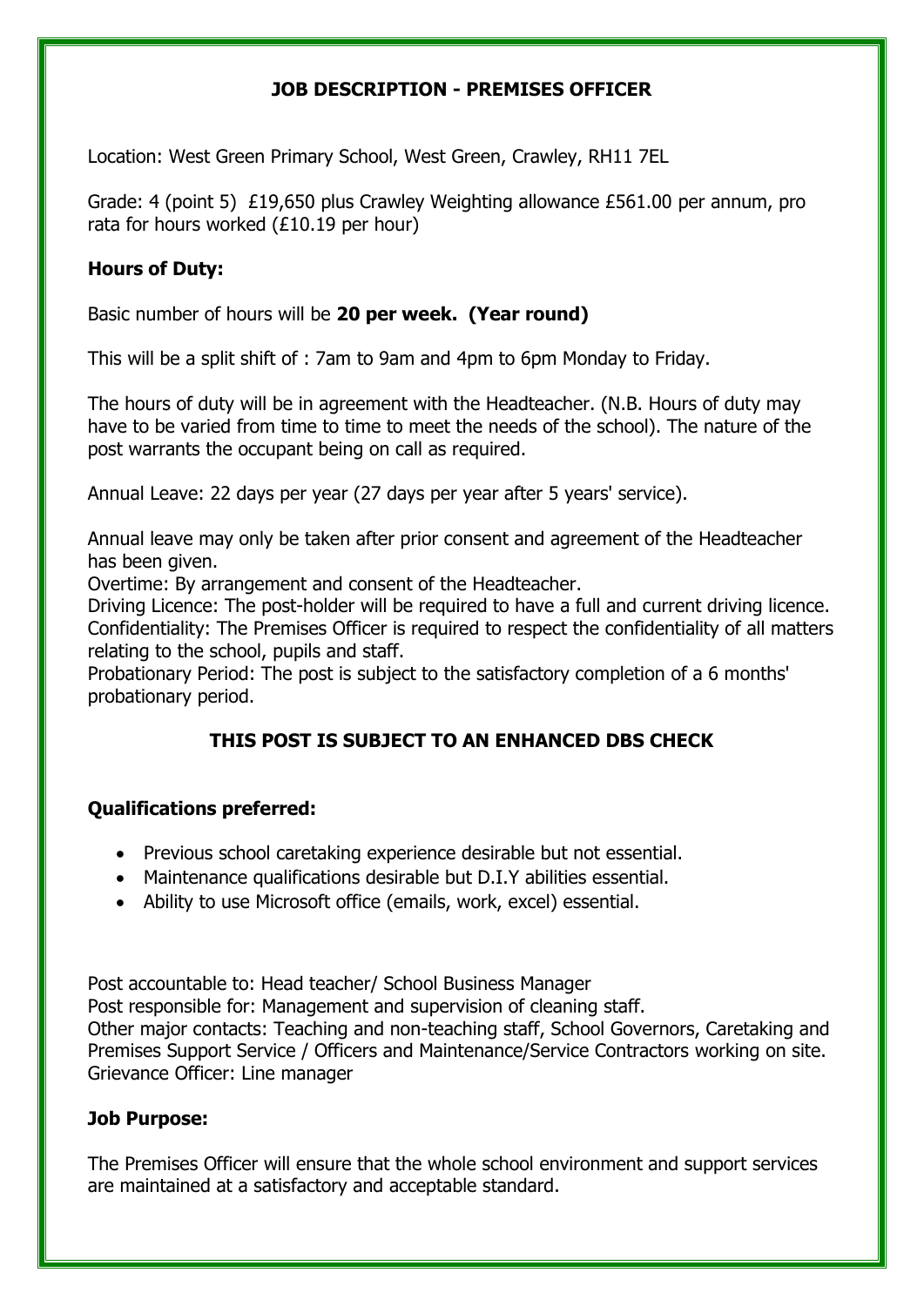## JOB DESCRIPTION - PREMISES OFFICER

Location: West Green Primary School, West Green, Crawley, RH11 7EL

Grade: 4 (point 5) £19,650 plus Crawley Weighting allowance £561.00 per annum, pro rata for hours worked (£10.19 per hour)

### Hours of Duty:

Basic number of hours will be **20 per week. (Year round)**

This will be a split shift of : 7am to 9am and 4pm to 6pm Monday to Friday.

The hours of duty will be in agreement with the Headteacher. (N.B. Hours of duty may have to be varied from time to time to meet the needs of the school). The nature of the post warrants the occupant being on call as required.

Annual Leave: 22 days per year (27 days per year after 5 years' service).

Annual leave may only be taken after prior consent and agreement of the Headteacher has been given.
Overtime: By arrangement and consent of the Headteacher.
Driving Licence: The post-holder will be required to have a full and current driving licence.
Confidentiality: The Premises Officer is required to respect the confidentiality of all matters relating to the school, pupils and staff.
Probationary Period: The post is subject to the satisfactory completion of a 6 months' probationary period.

**THIS POST IS SUBJECT TO AN ENHANCED DBS CHECK**

### Qualifications preferred:

- Previous school caretaking experience desirable but not essential.
- Maintenance qualifications desirable but D.I.Y abilities essential.
- Ability to use Microsoft office (emails, work, excel) essential.

Post accountable to: Head teacher/ School Business Manager
Post responsible for: Management and supervision of cleaning staff.
Other major contacts: Teaching and non-teaching staff, School Governors, Caretaking and Premises Support Service / Officers and Maintenance/Service Contractors working on site.
Grievance Officer: Line manager

### Job Purpose:

The Premises Officer will ensure that the whole school environment and support services are maintained at a satisfactory and acceptable standard.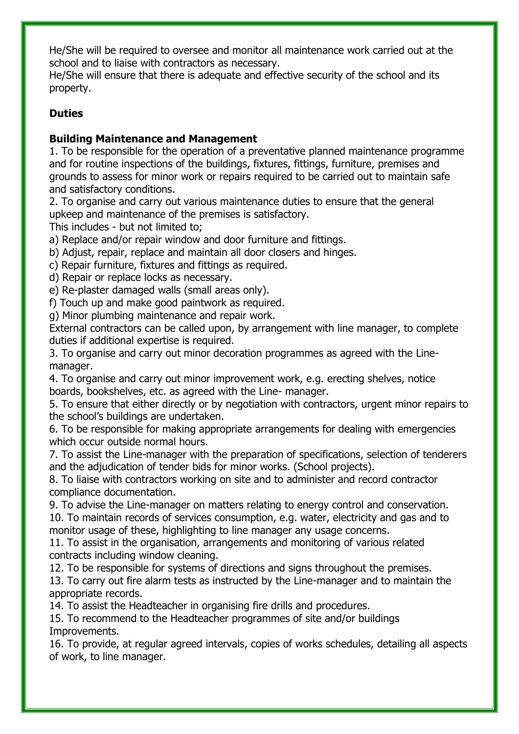He/She will be required to oversee and monitor all maintenance work carried out at the school and to liaise with contractors as necessary.
He/She will ensure that there is adequate and effective security of the school and its property.

**Duties**

**Building Maintenance and Management**

1. To be responsible for the operation of a preventative planned maintenance programme and for routine inspections of the buildings, fixtures, fittings, furniture, premises and grounds to assess for minor work or repairs required to be carried out to maintain safe and satisfactory conditions.
2. To organise and carry out various maintenance duties to ensure that the general upkeep and maintenance of the premises is satisfactory.
This includes - but not limited to;
a) Replace and/or repair window and door furniture and fittings.
b) Adjust, repair, replace and maintain all door closers and hinges.
c) Repair furniture, fixtures and fittings as required.
d) Repair or replace locks as necessary.
e) Re-plaster damaged walls (small areas only).
f) Touch up and make good paintwork as required.
g) Minor plumbing maintenance and repair work.
External contractors can be called upon, by arrangement with line manager, to complete duties if additional expertise is required.
3. To organise and carry out minor decoration programmes as agreed with the Line-manager.
4. To organise and carry out minor improvement work, e.g. erecting shelves, notice boards, bookshelves, etc. as agreed with the Line- manager.
5. To ensure that either directly or by negotiation with contractors, urgent minor repairs to the school's buildings are undertaken.
6. To be responsible for making appropriate arrangements for dealing with emergencies which occur outside normal hours.
7. To assist the Line-manager with the preparation of specifications, selection of tenderers and the adjudication of tender bids for minor works. (School projects).
8. To liaise with contractors working on site and to administer and record contractor compliance documentation.
9. To advise the Line-manager on matters relating to energy control and conservation.
10. To maintain records of services consumption, e.g. water, electricity and gas and to monitor usage of these, highlighting to line manager any usage concerns.
11. To assist in the organisation, arrangements and monitoring of various related contracts including window cleaning.
12. To be responsible for systems of directions and signs throughout the premises.
13. To carry out fire alarm tests as instructed by the Line-manager and to maintain the appropriate records.
14. To assist the Headteacher in organising fire drills and procedures.
15. To recommend to the Headteacher programmes of site and/or buildings Improvements.
16. To provide, at regular agreed intervals, copies of works schedules, detailing all aspects of work, to line manager.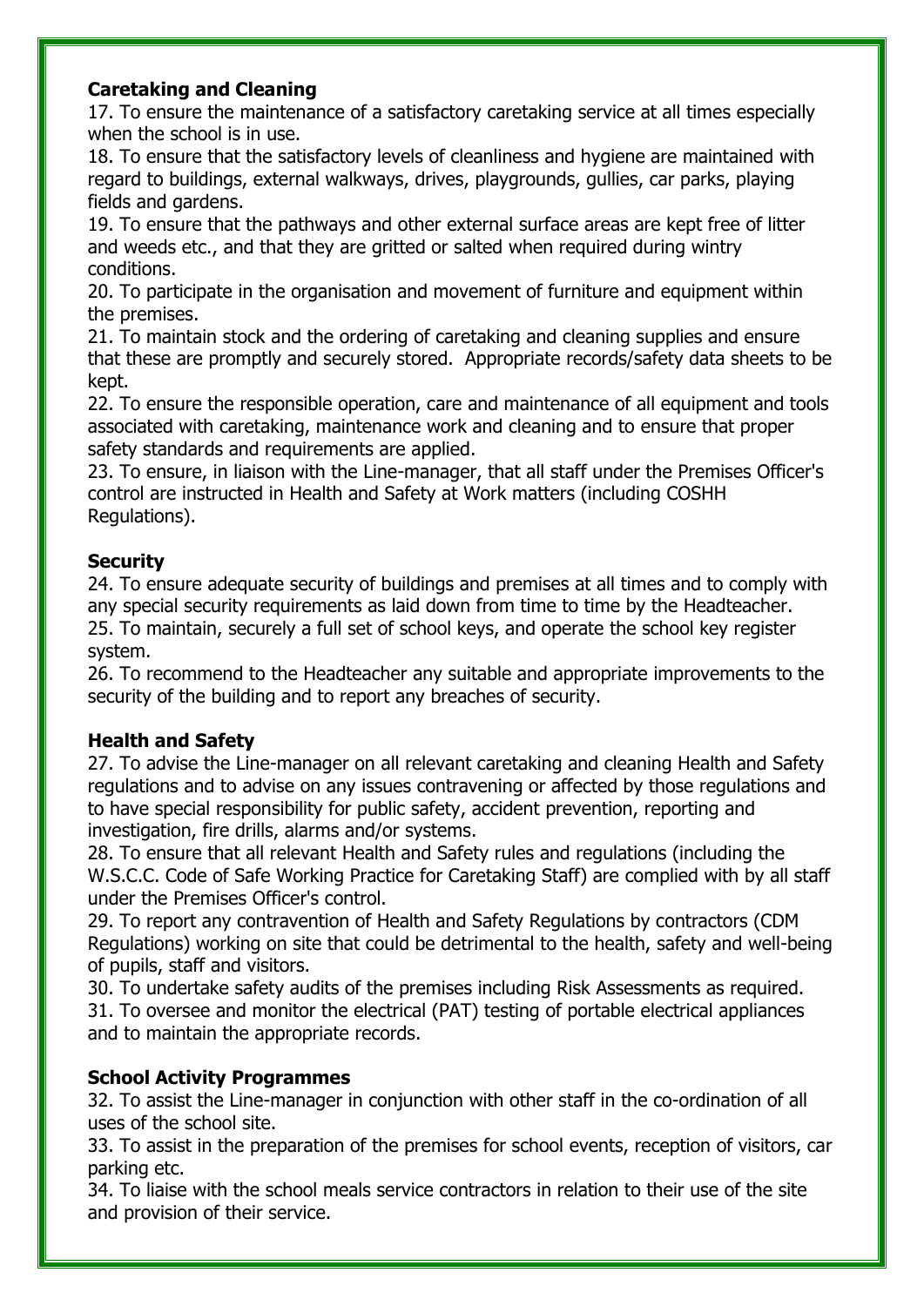**Caretaking and Cleaning**

17. To ensure the maintenance of a satisfactory caretaking service at all times especially when the school is in use.
18. To ensure that the satisfactory levels of cleanliness and hygiene are maintained with regard to buildings, external walkways, drives, playgrounds, gullies, car parks, playing fields and gardens.
19. To ensure that the pathways and other external surface areas are kept free of litter and weeds etc., and that they are gritted or salted when required during wintry conditions.
20. To participate in the organisation and movement of furniture and equipment within the premises.
21. To maintain stock and the ordering of caretaking and cleaning supplies and ensure that these are promptly and securely stored. Appropriate records/safety data sheets to be kept.
22. To ensure the responsible operation, care and maintenance of all equipment and tools associated with caretaking, maintenance work and cleaning and to ensure that proper safety standards and requirements are applied.
23. To ensure, in liaison with the Line-manager, that all staff under the Premises Officer's control are instructed in Health and Safety at Work matters (including COSHH Regulations).

**Security**

24. To ensure adequate security of buildings and premises at all times and to comply with any special security requirements as laid down from time to time by the Headteacher.
25. To maintain, securely a full set of school keys, and operate the school key register system.
26. To recommend to the Headteacher any suitable and appropriate improvements to the security of the building and to report any breaches of security.

**Health and Safety**

27. To advise the Line-manager on all relevant caretaking and cleaning Health and Safety regulations and to advise on any issues contravening or affected by those regulations and to have special responsibility for public safety, accident prevention, reporting and investigation, fire drills, alarms and/or systems.
28. To ensure that all relevant Health and Safety rules and regulations (including the W.S.C.C. Code of Safe Working Practice for Caretaking Staff) are complied with by all staff under the Premises Officer's control.
29. To report any contravention of Health and Safety Regulations by contractors (CDM Regulations) working on site that could be detrimental to the health, safety and well-being of pupils, staff and visitors.
30. To undertake safety audits of the premises including Risk Assessments as required.
31. To oversee and monitor the electrical (PAT) testing of portable electrical appliances and to maintain the appropriate records.

**School Activity Programmes**

32. To assist the Line-manager in conjunction with other staff in the co-ordination of all uses of the school site.
33. To assist in the preparation of the premises for school events, reception of visitors, car parking etc.
34. To liaise with the school meals service contractors in relation to their use of the site and provision of their service.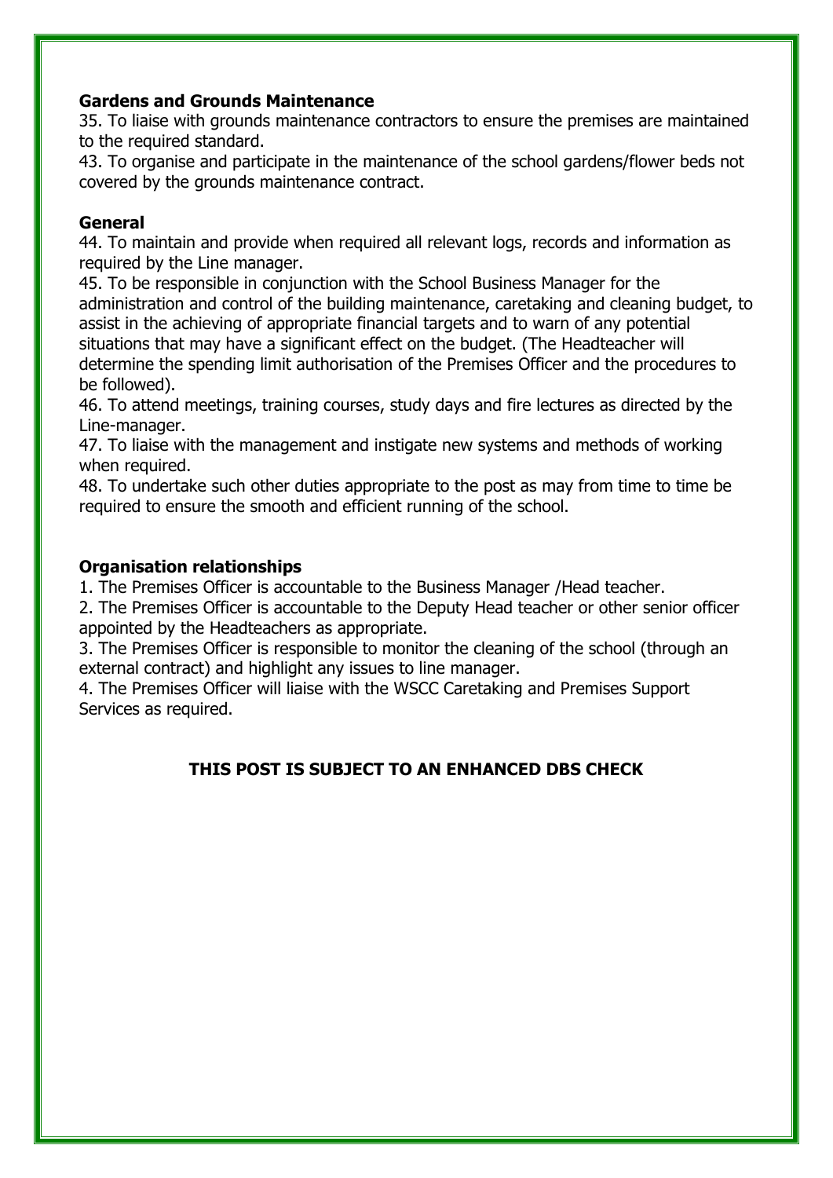**Gardens and Grounds Maintenance**

35. To liaise with grounds maintenance contractors to ensure the premises are maintained to the required standard.
43. To organise and participate in the maintenance of the school gardens/flower beds not covered by the grounds maintenance contract.

**General**

44. To maintain and provide when required all relevant logs, records and information as required by the Line manager.
45. To be responsible in conjunction with the School Business Manager for the administration and control of the building maintenance, caretaking and cleaning budget, to assist in the achieving of appropriate financial targets and to warn of any potential situations that may have a significant effect on the budget. (The Headteacher will determine the spending limit authorisation of the Premises Officer and the procedures to be followed).
46. To attend meetings, training courses, study days and fire lectures as directed by the Line-manager.
47. To liaise with the management and instigate new systems and methods of working when required.
48. To undertake such other duties appropriate to the post as may from time to time be required to ensure the smooth and efficient running of the school.

**Organisation relationships**

1. The Premises Officer is accountable to the Business Manager /Head teacher.
2. The Premises Officer is accountable to the Deputy Head teacher or other senior officer appointed by the Headteachers as appropriate.
3. The Premises Officer is responsible to monitor the cleaning of the school (through an external contract) and highlight any issues to line manager.
4. The Premises Officer will liaise with the WSCC Caretaking and Premises Support Services as required.

**THIS POST IS SUBJECT TO AN ENHANCED DBS CHECK**